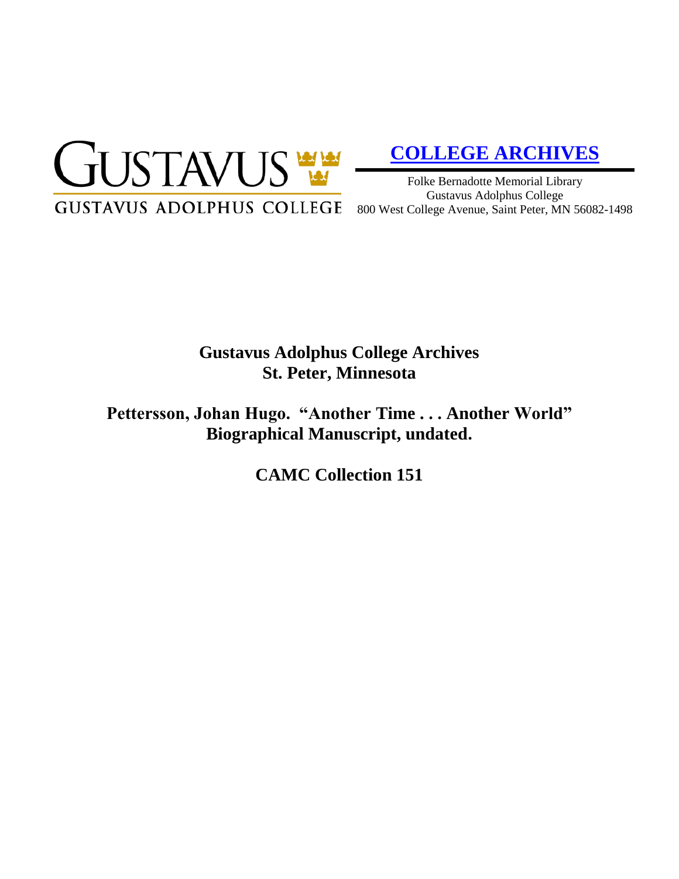GUSTAVUS

GUSTAVUS ADOLPHUS COLLEGE

**COLLEGE ARCHIVES**

Folke Bernadotte Memorial Library
Gustavus Adolphus College
800 West College Avenue, Saint Peter, MN 56082-1498

# Gustavus Adolphus College Archives
# St. Peter, Minnesota

## Pettersson, Johan Hugo. "Another Time . . . Another World" Biographical Manuscript, undated.

## CAMC Collection 151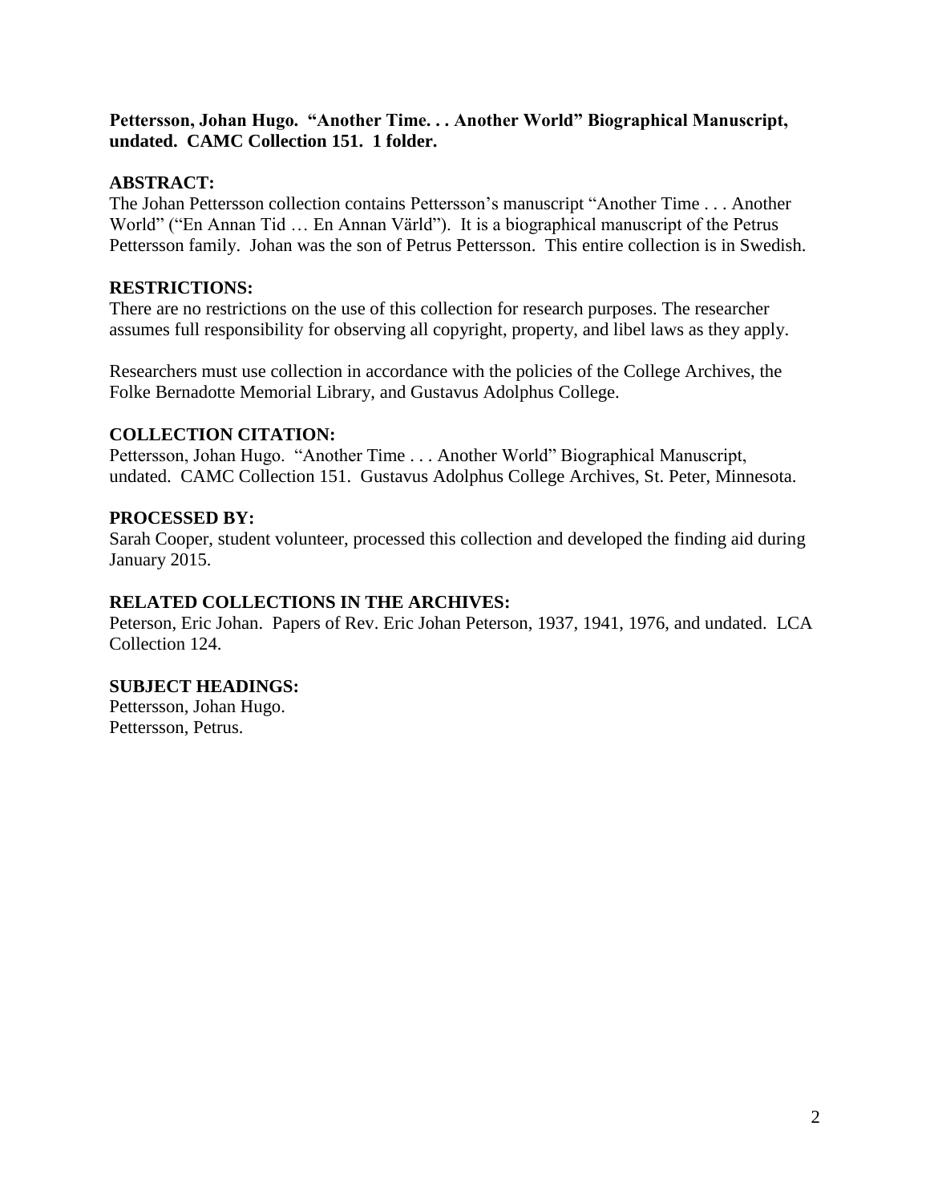**Pettersson, Johan Hugo. "Another Time. . . Another World" Biographical Manuscript, undated. CAMC Collection 151. 1 folder.**

## ABSTRACT:

The Johan Pettersson collection contains Pettersson's manuscript "Another Time . . . Another World" ("En Annan Tid … En Annan Värld"). It is a biographical manuscript of the Petrus Pettersson family. Johan was the son of Petrus Pettersson. This entire collection is in Swedish.

## RESTRICTIONS:

There are no restrictions on the use of this collection for research purposes. The researcher assumes full responsibility for observing all copyright, property, and libel laws as they apply.

Researchers must use collection in accordance with the policies of the College Archives, the Folke Bernadotte Memorial Library, and Gustavus Adolphus College.

## COLLECTION CITATION:

Pettersson, Johan Hugo. "Another Time . . . Another World" Biographical Manuscript, undated. CAMC Collection 151. Gustavus Adolphus College Archives, St. Peter, Minnesota.

## PROCESSED BY:

Sarah Cooper, student volunteer, processed this collection and developed the finding aid during January 2015.

## RELATED COLLECTIONS IN THE ARCHIVES:

Peterson, Eric Johan. Papers of Rev. Eric Johan Peterson, 1937, 1941, 1976, and undated. LCA Collection 124.

## SUBJECT HEADINGS:

Pettersson, Johan Hugo.
Pettersson, Petrus.